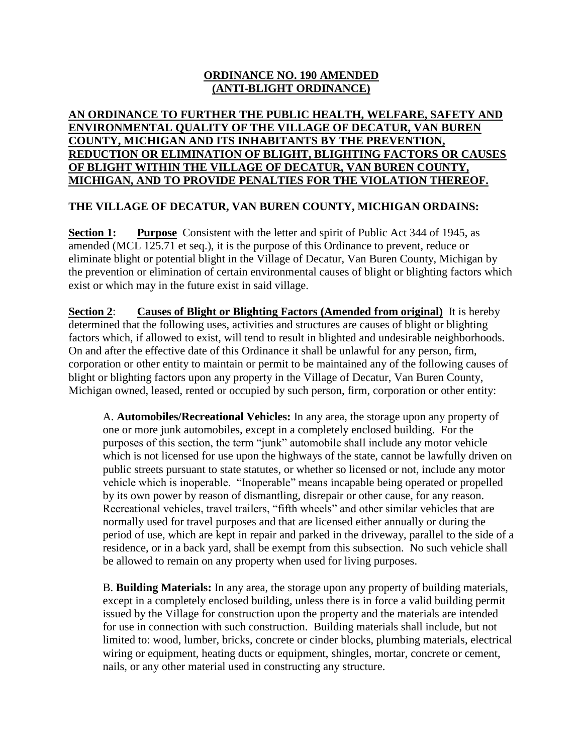# ORDINANCE NO. 190 AMENDED (ANTI-BLIGHT ORDINANCE)

**AN ORDINANCE TO FURTHER THE PUBLIC HEALTH, WELFARE, SAFETY AND ENVIRONMENTAL QUALITY OF THE VILLAGE OF DECATUR, VAN BUREN COUNTY, MICHIGAN AND ITS INHABITANTS BY THE PREVENTION, REDUCTION OR ELIMINATION OF BLIGHT, BLIGHTING FACTORS OR CAUSES OF BLIGHT WITHIN THE VILLAGE OF DECATUR, VAN BUREN COUNTY, MICHIGAN, AND TO PROVIDE PENALTIES FOR THE VIOLATION THEREOF.**

**THE VILLAGE OF DECATUR, VAN BUREN COUNTY, MICHIGAN ORDAINS:**

**Section 1: Purpose** Consistent with the letter and spirit of Public Act 344 of 1945, as amended (MCL 125.71 et seq.), it is the purpose of this Ordinance to prevent, reduce or eliminate blight or potential blight in the Village of Decatur, Van Buren County, Michigan by the prevention or elimination of certain environmental causes of blight or blighting factors which exist or which may in the future exist in said village.

**Section 2: Causes of Blight or Blighting Factors (Amended from original)** It is hereby determined that the following uses, activities and structures are causes of blight or blighting factors which, if allowed to exist, will tend to result in blighted and undesirable neighborhoods. On and after the effective date of this Ordinance it shall be unlawful for any person, firm, corporation or other entity to maintain or permit to be maintained any of the following causes of blight or blighting factors upon any property in the Village of Decatur, Van Buren County, Michigan owned, leased, rented or occupied by such person, firm, corporation or other entity:

A. **Automobiles/Recreational Vehicles:** In any area, the storage upon any property of one or more junk automobiles, except in a completely enclosed building. For the purposes of this section, the term "junk" automobile shall include any motor vehicle which is not licensed for use upon the highways of the state, cannot be lawfully driven on public streets pursuant to state statutes, or whether so licensed or not, include any motor vehicle which is inoperable. "Inoperable" means incapable being operated or propelled by its own power by reason of dismantling, disrepair or other cause, for any reason. Recreational vehicles, travel trailers, "fifth wheels" and other similar vehicles that are normally used for travel purposes and that are licensed either annually or during the period of use, which are kept in repair and parked in the driveway, parallel to the side of a residence, or in a back yard, shall be exempt from this subsection. No such vehicle shall be allowed to remain on any property when used for living purposes.

B. **Building Materials:** In any area, the storage upon any property of building materials, except in a completely enclosed building, unless there is in force a valid building permit issued by the Village for construction upon the property and the materials are intended for use in connection with such construction. Building materials shall include, but not limited to: wood, lumber, bricks, concrete or cinder blocks, plumbing materials, electrical wiring or equipment, heating ducts or equipment, shingles, mortar, concrete or cement, nails, or any other material used in constructing any structure.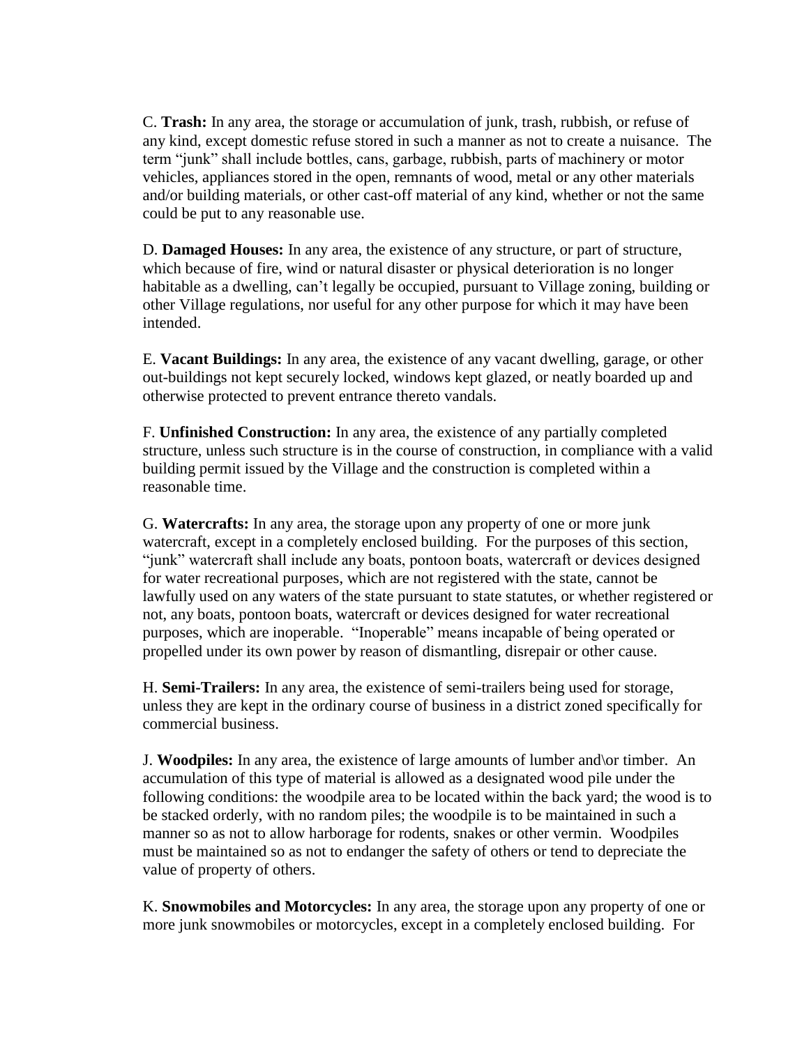C. **Trash:** In any area, the storage or accumulation of junk, trash, rubbish, or refuse of any kind, except domestic refuse stored in such a manner as not to create a nuisance. The term "junk" shall include bottles, cans, garbage, rubbish, parts of machinery or motor vehicles, appliances stored in the open, remnants of wood, metal or any other materials and/or building materials, or other cast-off material of any kind, whether or not the same could be put to any reasonable use.

D. **Damaged Houses:** In any area, the existence of any structure, or part of structure, which because of fire, wind or natural disaster or physical deterioration is no longer habitable as a dwelling, can't legally be occupied, pursuant to Village zoning, building or other Village regulations, nor useful for any other purpose for which it may have been intended.

E. **Vacant Buildings:** In any area, the existence of any vacant dwelling, garage, or other out-buildings not kept securely locked, windows kept glazed, or neatly boarded up and otherwise protected to prevent entrance thereto vandals.

F. **Unfinished Construction:** In any area, the existence of any partially completed structure, unless such structure is in the course of construction, in compliance with a valid building permit issued by the Village and the construction is completed within a reasonable time.

G. **Watercrafts:** In any area, the storage upon any property of one or more junk watercraft, except in a completely enclosed building. For the purposes of this section, "junk" watercraft shall include any boats, pontoon boats, watercraft or devices designed for water recreational purposes, which are not registered with the state, cannot be lawfully used on any waters of the state pursuant to state statutes, or whether registered or not, any boats, pontoon boats, watercraft or devices designed for water recreational purposes, which are inoperable. "Inoperable" means incapable of being operated or propelled under its own power by reason of dismantling, disrepair or other cause.

H. **Semi-Trailers:** In any area, the existence of semi-trailers being used for storage, unless they are kept in the ordinary course of business in a district zoned specifically for commercial business.

J. **Woodpiles:** In any area, the existence of large amounts of lumber and\or timber. An accumulation of this type of material is allowed as a designated wood pile under the following conditions: the woodpile area to be located within the back yard; the wood is to be stacked orderly, with no random piles; the woodpile is to be maintained in such a manner so as not to allow harborage for rodents, snakes or other vermin. Woodpiles must be maintained so as not to endanger the safety of others or tend to depreciate the value of property of others.

K. **Snowmobiles and Motorcycles:** In any area, the storage upon any property of one or more junk snowmobiles or motorcycles, except in a completely enclosed building. For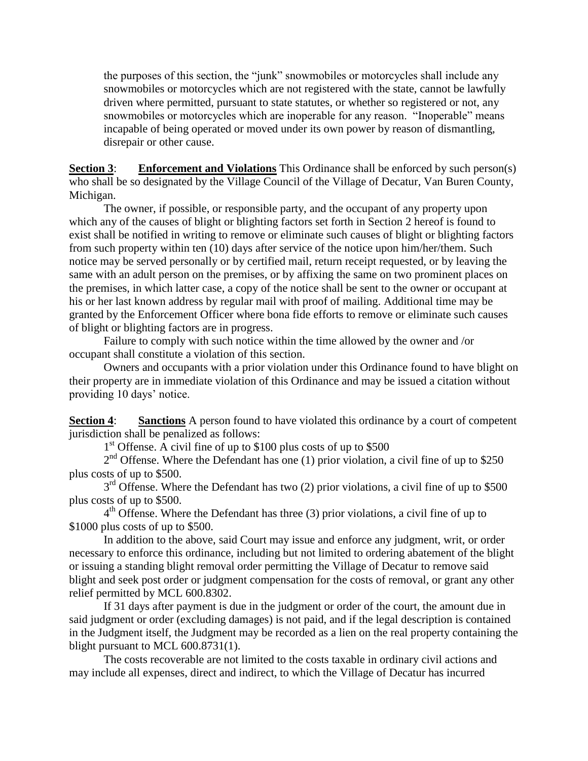the purposes of this section, the "junk" snowmobiles or motorcycles shall include any snowmobiles or motorcycles which are not registered with the state, cannot be lawfully driven where permitted, pursuant to state statutes, or whether so registered or not, any snowmobiles or motorcycles which are inoperable for any reason. "Inoperable" means incapable of being operated or moved under its own power by reason of dismantling, disrepair or other cause.

**Section 3**: **Enforcement and Violations** This Ordinance shall be enforced by such person(s) who shall be so designated by the Village Council of the Village of Decatur, Van Buren County, Michigan.

The owner, if possible, or responsible party, and the occupant of any property upon which any of the causes of blight or blighting factors set forth in Section 2 hereof is found to exist shall be notified in writing to remove or eliminate such causes of blight or blighting factors from such property within ten (10) days after service of the notice upon him/her/them. Such notice may be served personally or by certified mail, return receipt requested, or by leaving the same with an adult person on the premises, or by affixing the same on two prominent places on the premises, in which latter case, a copy of the notice shall be sent to the owner or occupant at his or her last known address by regular mail with proof of mailing. Additional time may be granted by the Enforcement Officer where bona fide efforts to remove or eliminate such causes of blight or blighting factors are in progress.

Failure to comply with such notice within the time allowed by the owner and /or occupant shall constitute a violation of this section.

Owners and occupants with a prior violation under this Ordinance found to have blight on their property are in immediate violation of this Ordinance and may be issued a citation without providing 10 days' notice.

**Section 4**: **Sanctions** A person found to have violated this ordinance by a court of competent jurisdiction shall be penalized as follows:

1st Offense. A civil fine of up to $100 plus costs of up to $500

2nd Offense. Where the Defendant has one (1) prior violation, a civil fine of up to $250 plus costs of up to $500.

3rd Offense. Where the Defendant has two (2) prior violations, a civil fine of up to $500 plus costs of up to $500.

4th Offense. Where the Defendant has three (3) prior violations, a civil fine of up to $1000 plus costs of up to $500.

In addition to the above, said Court may issue and enforce any judgment, writ, or order necessary to enforce this ordinance, including but not limited to ordering abatement of the blight or issuing a standing blight removal order permitting the Village of Decatur to remove said blight and seek post order or judgment compensation for the costs of removal, or grant any other relief permitted by MCL 600.8302.

If 31 days after payment is due in the judgment or order of the court, the amount due in said judgment or order (excluding damages) is not paid, and if the legal description is contained in the Judgment itself, the Judgment may be recorded as a lien on the real property containing the blight pursuant to MCL 600.8731(1).

The costs recoverable are not limited to the costs taxable in ordinary civil actions and may include all expenses, direct and indirect, to which the Village of Decatur has incurred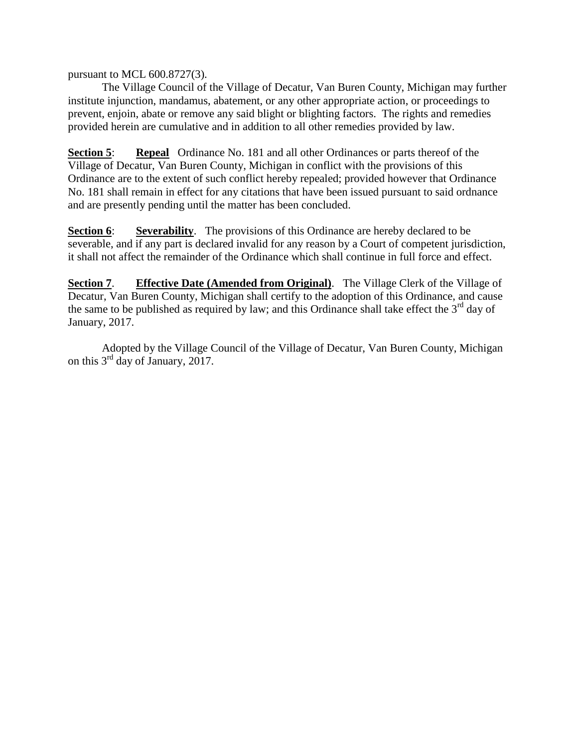pursuant to MCL 600.8727(3).

The Village Council of the Village of Decatur, Van Buren County, Michigan may further institute injunction, mandamus, abatement, or any other appropriate action, or proceedings to prevent, enjoin, abate or remove any said blight or blighting factors. The rights and remedies provided herein are cumulative and in addition to all other remedies provided by law.

**Section 5**: **Repeal** Ordinance No. 181 and all other Ordinances or parts thereof of the Village of Decatur, Van Buren County, Michigan in conflict with the provisions of this Ordinance are to the extent of such conflict hereby repealed; provided however that Ordinance No. 181 shall remain in effect for any citations that have been issued pursuant to said ordnance and are presently pending until the matter has been concluded.

**Section 6**: **Severability**. The provisions of this Ordinance are hereby declared to be severable, and if any part is declared invalid for any reason by a Court of competent jurisdiction, it shall not affect the remainder of the Ordinance which shall continue in full force and effect.

**Section 7**. **Effective Date (Amended from Original)**. The Village Clerk of the Village of Decatur, Van Buren County, Michigan shall certify to the adoption of this Ordinance, and cause the same to be published as required by law; and this Ordinance shall take effect the 3rd day of January, 2017.

Adopted by the Village Council of the Village of Decatur, Van Buren County, Michigan on this 3rd day of January, 2017.